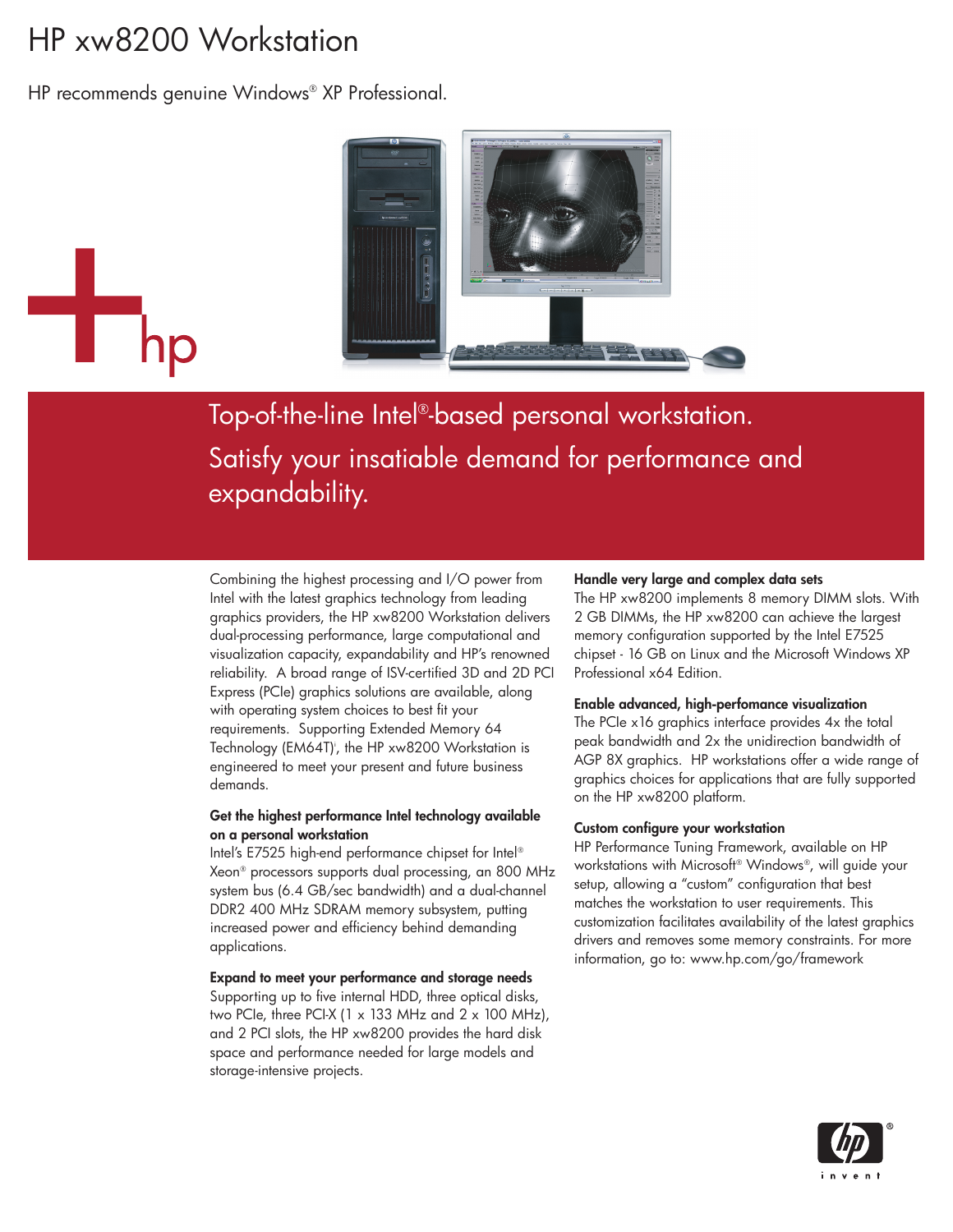# HP xw8200 Workstation

HP recommends genuine Windows® XP Professional.

## Top-of-the-line Intel®-based personal workstation. Satisfy your insatiable demand for performance and expandability.

Combining the highest processing and I/O power from Intel with the latest graphics technology from leading graphics providers, the HP xw8200 Workstation delivers dual-processing performance, large computational and visualization capacity, expandability and HP's renowned reliability. A broad range of ISV-certified 3D and 2D PCI Express (PCIe) graphics solutions are available, along with operating system choices to best fit your requirements. Supporting Extended Memory 64 Technology (EM64T)[i], the HP xw8200 Workstation is engineered to meet your present and future business demands.

**Get the highest performance Intel technology available on a personal workstation**
Intel's E7525 high-end performance chipset for Intel® Xeon® processors supports dual processing, an 800 MHz system bus (6.4 GB/sec bandwidth) and a dual-channel DDR2 400 MHz SDRAM memory subsystem, putting increased power and efficiency behind demanding applications.

**Expand to meet your performance and storage needs**
Supporting up to five internal HDD, three optical disks, two PCIe, three PCI-X (1 x 133 MHz and 2 x 100 MHz), and 2 PCI slots, the HP xw8200 provides the hard disk space and performance needed for large models and storage-intensive projects.

**Handle very large and complex data sets**
The HP xw8200 implements 8 memory DIMM slots. With 2 GB DIMMs, the HP xw8200 can achieve the largest memory configuration supported by the Intel E7525 chipset - 16 GB on Linux and the Microsoft Windows XP Professional x64 Edition.

**Enable advanced, high-perfomance visualization**
The PCIe x16 graphics interface provides 4x the total peak bandwidth and 2x the unidirection bandwidth of AGP 8X graphics. HP workstations offer a wide range of graphics choices for applications that are fully supported on the HP xw8200 platform.

**Custom configure your workstation**
HP Performance Tuning Framework, available on HP workstations with Microsoft® Windows®, will guide your setup, allowing a "custom" configuration that best matches the workstation to user requirements. This customization facilitates availability of the latest graphics drivers and removes some memory constraints. For more information, go to: www.hp.com/go/framework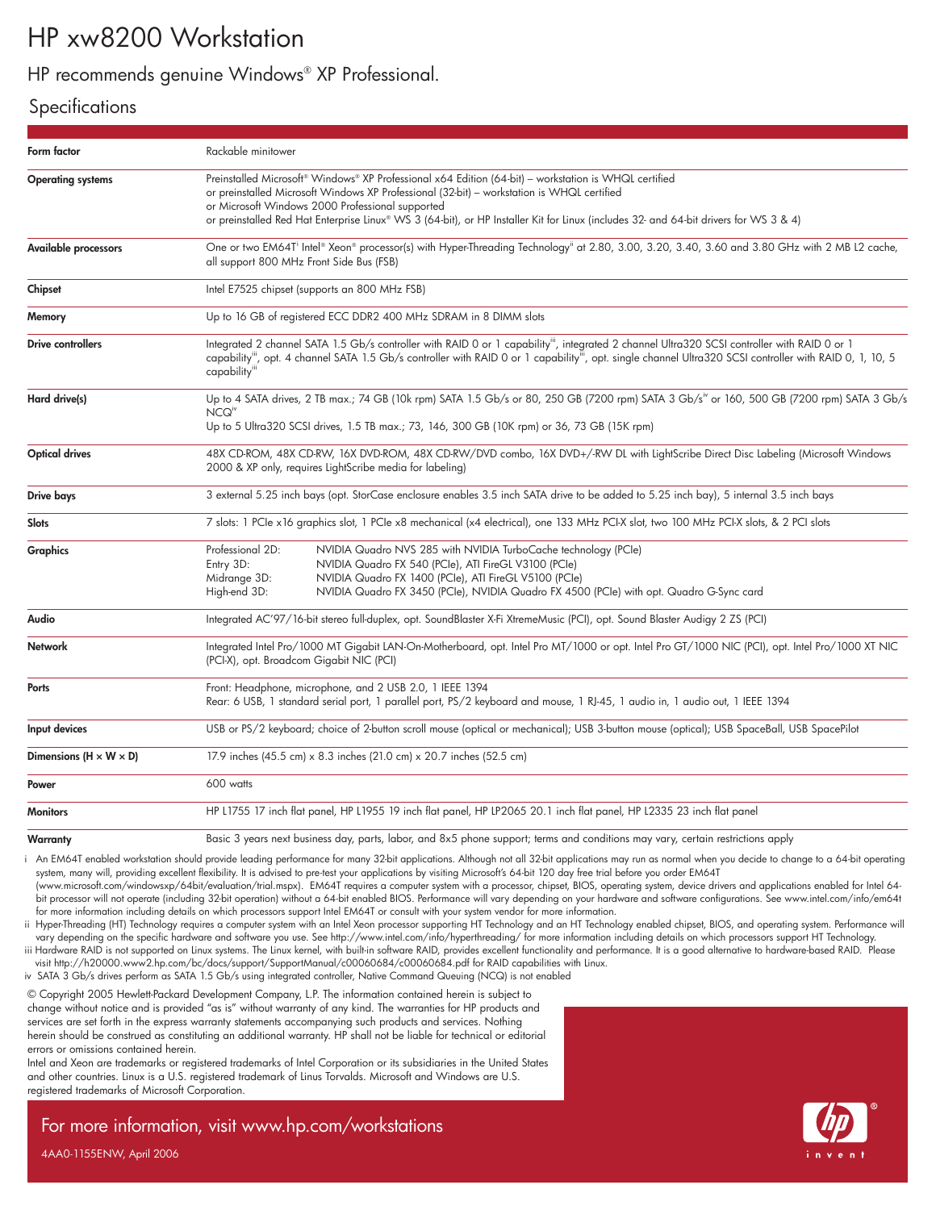# HP xw8200 Workstation

## HP recommends genuine Windows® XP Professional.

### Specifications

| | |
|---|---|
| **Form factor** | Rackable minitower |
| **Operating systems** | Preinstalled Microsoft® Windows® XP Professional x64 Edition (64-bit) – workstation is WHQL certified<br>or preinstalled Microsoft Windows XP Professional (32-bit) – workstation is WHQL certified<br>or Microsoft Windows 2000 Professional supported<br>or preinstalled Red Hat Enterprise Linux® WS 3 (64-bit), or HP Installer Kit for Linux (includes 32- and 64-bit drivers for WS 3 & 4) |
| **Available processors** | One or two EM64T[i] Intel® Xeon® processor(s) with Hyper-Threading Technology[ii] at 2.80, 3.00, 3.20, 3.40, 3.60 and 3.80 GHz with 2 MB L2 cache, all support 800 MHz Front Side Bus (FSB) |
| **Chipset** | Intel E7525 chipset (supports an 800 MHz FSB) |
| **Memory** | Up to 16 GB of registered ECC DDR2 400 MHz SDRAM in 8 DIMM slots |
| **Drive controllers** | Integrated 2 channel SATA 1.5 Gb/s controller with RAID 0 or 1 capability[iii], integrated 2 channel Ultra320 SCSI controller with RAID 0 or 1 capability[iii], opt. 4 channel SATA 1.5 Gb/s controller with RAID 0 or 1 capability[iii], opt. single channel Ultra320 SCSI controller with RAID 0, 1, 10, 5 capability[iii] |
| **Hard drive(s)** | Up to 4 SATA drives, 2 TB max.; 74 GB (10k rpm) SATA 1.5 Gb/s or 80, 250 GB (7200 rpm) SATA 3 Gb/s[iv] or 160, 500 GB (7200 rpm) SATA 3 Gb/s NCQ[iv]<br>Up to 5 Ultra320 SCSI drives, 1.5 TB max.; 73, 146, 300 GB (10K rpm) or 36, 73 GB (15K rpm) |
| **Optical drives** | 48X CD-ROM, 48X CD-RW, 16X DVD-ROM, 48X CD-RW/DVD combo, 16X DVD+/-RW DL with LightScribe Direct Disc Labeling (Microsoft Windows 2000 & XP only, requires LightScribe media for labeling) |
| **Drive bays** | 3 external 5.25 inch bays (opt. StorCase enclosure enables 3.5 inch SATA drive to be added to 5.25 inch bay), 5 internal 3.5 inch bays |
| **Slots** | 7 slots: 1 PCIe x16 graphics slot, 1 PCIe x8 mechanical (x4 electrical), one 133 MHz PCI-X slot, two 100 MHz PCI-X slots, & 2 PCI slots |
| **Graphics** | Professional 2D: NVIDIA Quadro NVS 285 with NVIDIA TurboCache technology (PCIe)<br>Entry 3D: NVIDIA Quadro FX 540 (PCIe), ATI FireGL V3100 (PCIe)<br>Midrange 3D: NVIDIA Quadro FX 1400 (PCIe), ATI FireGL V5100 (PCIe)<br>High-end 3D: NVIDIA Quadro FX 3450 (PCIe), NVIDIA Quadro FX 4500 (PCIe) with opt. Quadro G-Sync card |
| **Audio** | Integrated AC'97/16-bit stereo full-duplex, opt. SoundBlaster X-Fi XtremeMusic (PCI), opt. Sound Blaster Audigy 2 ZS (PCI) |
| **Network** | Integrated Intel Pro/1000 MT Gigabit LAN-On-Motherboard, opt. Intel Pro MT/1000 or opt. Intel Pro GT/1000 NIC (PCI), opt. Intel Pro/1000 XT NIC (PCI-X), opt. Broadcom Gigabit NIC (PCI) |
| **Ports** | Front: Headphone, microphone, and 2 USB 2.0, 1 IEEE 1394<br>Rear: 6 USB, 1 standard serial port, 1 parallel port, PS/2 keyboard and mouse, 1 RJ-45, 1 audio in, 1 audio out, 1 IEEE 1394 |
| **Input devices** | USB or PS/2 keyboard; choice of 2-button scroll mouse (optical or mechanical); USB 3-button mouse (optical); USB SpaceBall, USB SpacePilot |
| **Dimensions (H × W × D)** | 17.9 inches (45.5 cm) x 8.3 inches (21.0 cm) x 20.7 inches (52.5 cm) |
| **Power** | 600 watts |
| **Monitors** | HP L1755 17 inch flat panel, HP L1955 19 inch flat panel, HP LP2065 20.1 inch flat panel, HP L2335 23 inch flat panel |
| **Warranty** | Basic 3 years next business day, parts, labor, and 8x5 phone support; terms and conditions may vary, certain restrictions apply |

i An EM64T enabled workstation should provide leading performance for many 32-bit applications. Although not all 32-bit applications may run as normal when you decide to change to a 64-bit operating system, many will, providing excellent flexibility. It is advised to pre-test your applications by visiting Microsoft's 64-bit 120 day free trial before you order EM64T (www.microsoft.com/windowsxp/64bit/evaluation/trial.mspx). EM64T requires a computer system with a processor, chipset, BIOS, operating system, device drivers and applications enabled for Intel 64-bit processor will not operate (including 32-bit operation) without a 64-bit enabled BIOS. Performance will vary depending on your hardware and software configurations. See www.intel.com/info/em64t for more information including details on which processors support Intel EM64T or consult with your system vendor for more information.

ii Hyper-Threading (HT) Technology requires a computer system with an Intel Xeon processor supporting HT Technology and an HT Technology enabled chipset, BIOS, and operating system. Performance will vary depending on the specific hardware and software you use. See http://www.intel.com/info/hyperthreading/ for more information including details on which processors support HT Technology.

iii Hardware RAID is not supported on Linux systems. The Linux kernel, with built-in software RAID, provides excellent functionality and performance. It is a good alternative to hardware-based RAID. Please visit http://h20000.www2.hp.com/bc/docs/support/SupportManual/c00060684/c00060684.pdf for RAID capabilities with Linux.

iv SATA 3 Gb/s drives perform as SATA 1.5 Gb/s using integrated controller, Native Command Queuing (NCQ) is not enabled

© Copyright 2005 Hewlett-Packard Development Company, L.P. The information contained herein is subject to change without notice and is provided "as is" without warranty of any kind. The warranties for HP products and services are set forth in the express warranty statements accompanying such products and services. Nothing herein should be construed as constituting an additional warranty. HP shall not be liable for technical or editorial errors or omissions contained herein.

Intel and Xeon are trademarks or registered trademarks of Intel Corporation or its subsidiaries in the United States and other countries. Linux is a U.S. registered trademark of Linus Torvalds. Microsoft and Windows are U.S. registered trademarks of Microsoft Corporation.

For more information, visit www.hp.com/workstations

4AA0-1155ENW, April 2006

invent